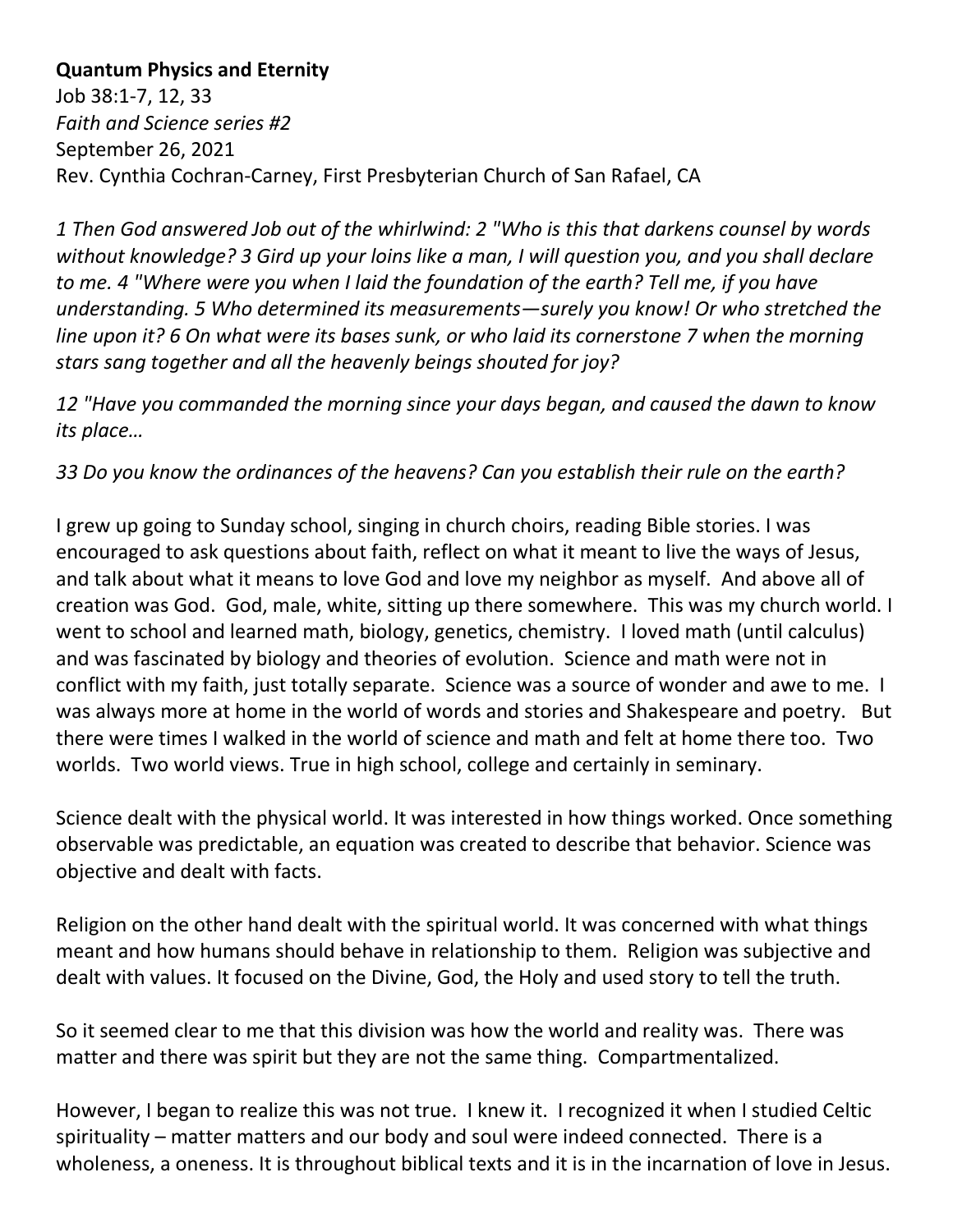**Quantum Physics and Eternity**
Job 38:1-7, 12, 33
*Faith and Science series #2*
September 26, 2021
Rev. Cynthia Cochran-Carney, First Presbyterian Church of San Rafael, CA

*1 Then God answered Job out of the whirlwind: 2 "Who is this that darkens counsel by words without knowledge? 3 Gird up your loins like a man, I will question you, and you shall declare to me. 4 "Where were you when I laid the foundation of the earth? Tell me, if you have understanding. 5 Who determined its measurements—surely you know! Or who stretched the line upon it? 6 On what were its bases sunk, or who laid its cornerstone 7 when the morning stars sang together and all the heavenly beings shouted for joy?*

*12 "Have you commanded the morning since your days began, and caused the dawn to know its place…*

*33 Do you know the ordinances of the heavens? Can you establish their rule on the earth?*

I grew up going to Sunday school, singing in church choirs, reading Bible stories. I was encouraged to ask questions about faith, reflect on what it meant to live the ways of Jesus, and talk about what it means to love God and love my neighbor as myself. And above all of creation was God. God, male, white, sitting up there somewhere. This was my church world. I went to school and learned math, biology, genetics, chemistry. I loved math (until calculus) and was fascinated by biology and theories of evolution. Science and math were not in conflict with my faith, just totally separate. Science was a source of wonder and awe to me. I was always more at home in the world of words and stories and Shakespeare and poetry. But there were times I walked in the world of science and math and felt at home there too. Two worlds. Two world views. True in high school, college and certainly in seminary.

Science dealt with the physical world. It was interested in how things worked. Once something observable was predictable, an equation was created to describe that behavior. Science was objective and dealt with facts.

Religion on the other hand dealt with the spiritual world. It was concerned with what things meant and how humans should behave in relationship to them. Religion was subjective and dealt with values. It focused on the Divine, God, the Holy and used story to tell the truth.

So it seemed clear to me that this division was how the world and reality was. There was matter and there was spirit but they are not the same thing. Compartmentalized.

However, I began to realize this was not true. I knew it. I recognized it when I studied Celtic spirituality – matter matters and our body and soul were indeed connected. There is a wholeness, a oneness. It is throughout biblical texts and it is in the incarnation of love in Jesus.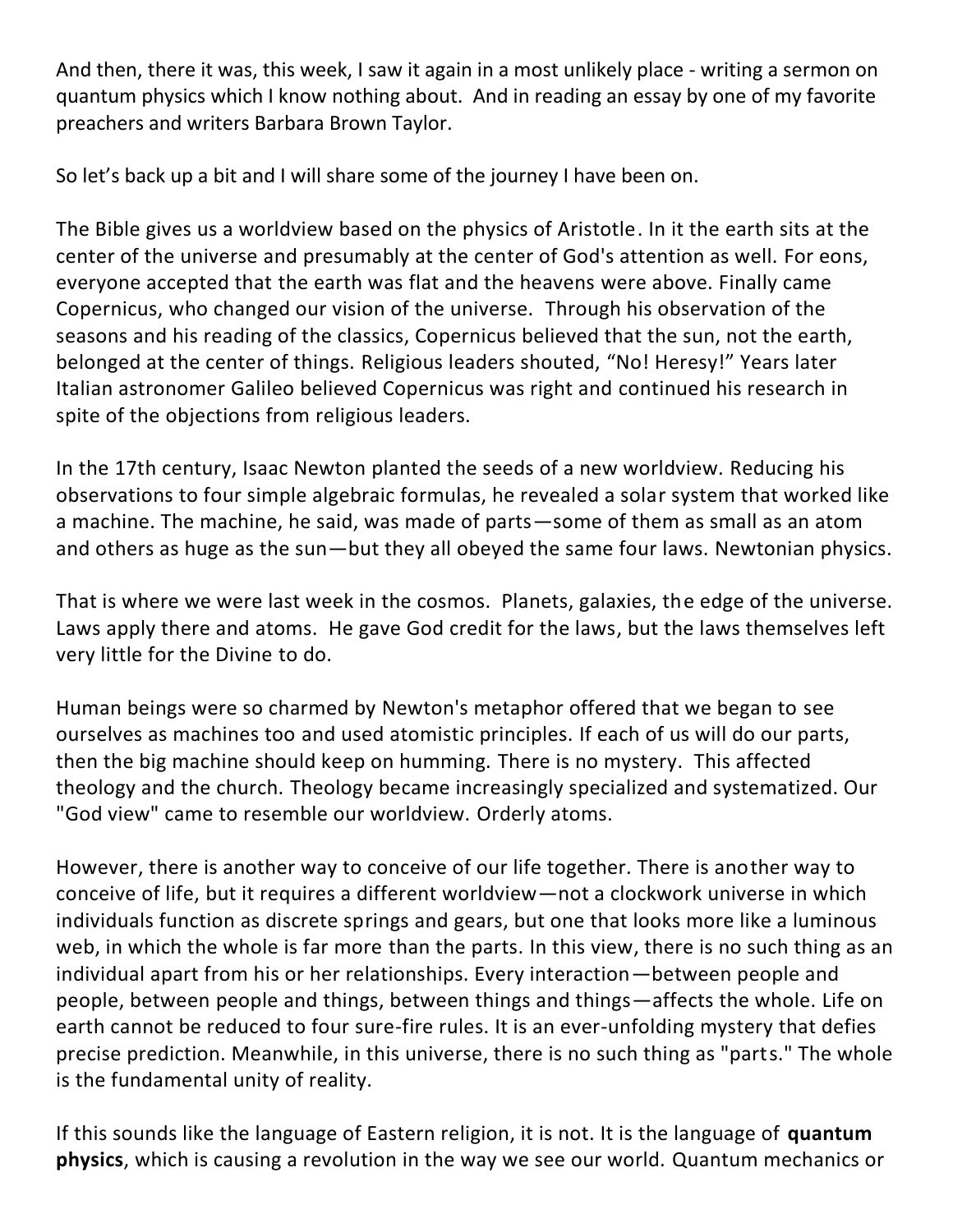And then, there it was, this week, I saw it again in a most unlikely place - writing a sermon on quantum physics which I know nothing about. And in reading an essay by one of my favorite preachers and writers Barbara Brown Taylor.

So let's back up a bit and I will share some of the journey I have been on.

The Bible gives us a worldview based on the physics of Aristotle. In it the earth sits at the center of the universe and presumably at the center of God's attention as well. For eons, everyone accepted that the earth was flat and the heavens were above. Finally came Copernicus, who changed our vision of the universe. Through his observation of the seasons and his reading of the classics, Copernicus believed that the sun, not the earth, belonged at the center of things. Religious leaders shouted, "No! Heresy!" Years later Italian astronomer Galileo believed Copernicus was right and continued his research in spite of the objections from religious leaders.

In the 17th century, Isaac Newton planted the seeds of a new worldview. Reducing his observations to four simple algebraic formulas, he revealed a solar system that worked like a machine. The machine, he said, was made of parts—some of them as small as an atom and others as huge as the sun—but they all obeyed the same four laws. Newtonian physics.

That is where we were last week in the cosmos. Planets, galaxies, the edge of the universe. Laws apply there and atoms. He gave God credit for the laws, but the laws themselves left very little for the Divine to do.

Human beings were so charmed by Newton's metaphor offered that we began to see ourselves as machines too and used atomistic principles. If each of us will do our parts, then the big machine should keep on humming. There is no mystery. This affected theology and the church. Theology became increasingly specialized and systematized. Our "God view" came to resemble our worldview. Orderly atoms.

However, there is another way to conceive of our life together. There is another way to conceive of life, but it requires a different worldview—not a clockwork universe in which individuals function as discrete springs and gears, but one that looks more like a luminous web, in which the whole is far more than the parts. In this view, there is no such thing as an individual apart from his or her relationships. Every interaction—between people and people, between people and things, between things and things—affects the whole. Life on earth cannot be reduced to four sure-fire rules. It is an ever-unfolding mystery that defies precise prediction. Meanwhile, in this universe, there is no such thing as "parts." The whole is the fundamental unity of reality.

If this sounds like the language of Eastern religion, it is not. It is the language of **quantum physics**, which is causing a revolution in the way we see our world. Quantum mechanics or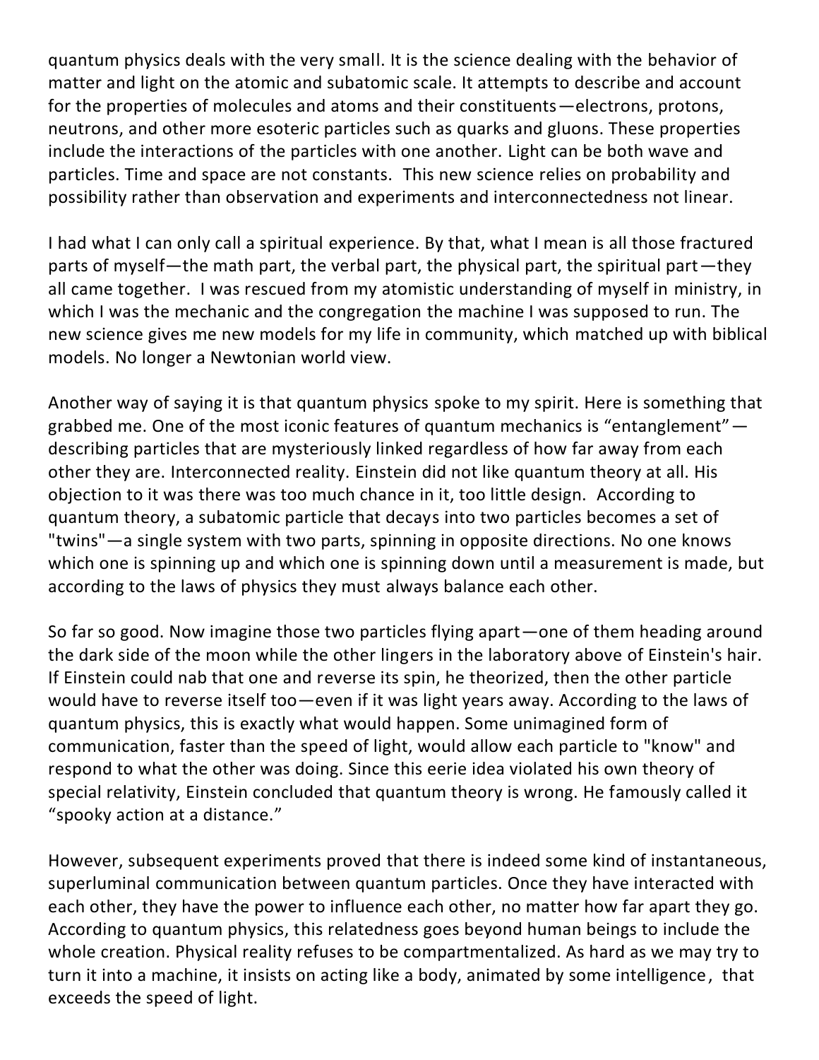quantum physics deals with the very small. It is the science dealing with the behavior of matter and light on the atomic and subatomic scale. It attempts to describe and account for the properties of molecules and atoms and their constituents—electrons, protons, neutrons, and other more esoteric particles such as quarks and gluons. These properties include the interactions of the particles with one another. Light can be both wave and particles. Time and space are not constants. This new science relies on probability and possibility rather than observation and experiments and interconnectedness not linear.

I had what I can only call a spiritual experience. By that, what I mean is all those fractured parts of myself—the math part, the verbal part, the physical part, the spiritual part—they all came together. I was rescued from my atomistic understanding of myself in ministry, in which I was the mechanic and the congregation the machine I was supposed to run. The new science gives me new models for my life in community, which matched up with biblical models. No longer a Newtonian world view.

Another way of saying it is that quantum physics spoke to my spirit. Here is something that grabbed me. One of the most iconic features of quantum mechanics is "entanglement"—describing particles that are mysteriously linked regardless of how far away from each other they are. Interconnected reality. Einstein did not like quantum theory at all. His objection to it was there was too much chance in it, too little design. According to quantum theory, a subatomic particle that decays into two particles becomes a set of "twins"—a single system with two parts, spinning in opposite directions. No one knows which one is spinning up and which one is spinning down until a measurement is made, but according to the laws of physics they must always balance each other.

So far so good. Now imagine those two particles flying apart—one of them heading around the dark side of the moon while the other lingers in the laboratory above of Einstein's hair. If Einstein could nab that one and reverse its spin, he theorized, then the other particle would have to reverse itself too—even if it was light years away. According to the laws of quantum physics, this is exactly what would happen. Some unimagined form of communication, faster than the speed of light, would allow each particle to "know" and respond to what the other was doing. Since this eerie idea violated his own theory of special relativity, Einstein concluded that quantum theory is wrong. He famously called it "spooky action at a distance."

However, subsequent experiments proved that there is indeed some kind of instantaneous, superluminal communication between quantum particles. Once they have interacted with each other, they have the power to influence each other, no matter how far apart they go. According to quantum physics, this relatedness goes beyond human beings to include the whole creation. Physical reality refuses to be compartmentalized. As hard as we may try to turn it into a machine, it insists on acting like a body, animated by some intelligence, that exceeds the speed of light.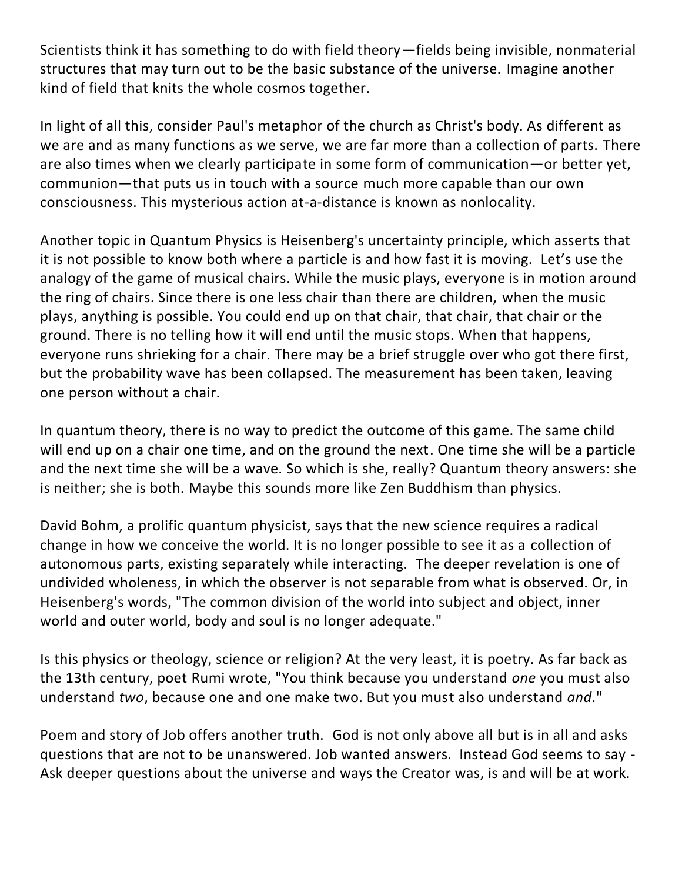Scientists think it has something to do with field theory—fields being invisible, nonmaterial structures that may turn out to be the basic substance of the universe. Imagine another kind of field that knits the whole cosmos together.

In light of all this, consider Paul's metaphor of the church as Christ's body. As different as we are and as many functions as we serve, we are far more than a collection of parts. There are also times when we clearly participate in some form of communication—or better yet, communion—that puts us in touch with a source much more capable than our own consciousness. This mysterious action at-a-distance is known as nonlocality.

Another topic in Quantum Physics is Heisenberg's uncertainty principle, which asserts that it is not possible to know both where a particle is and how fast it is moving. Let's use the analogy of the game of musical chairs. While the music plays, everyone is in motion around the ring of chairs. Since there is one less chair than there are children, when the music plays, anything is possible. You could end up on that chair, that chair, that chair or the ground. There is no telling how it will end until the music stops. When that happens, everyone runs shrieking for a chair. There may be a brief struggle over who got there first, but the probability wave has been collapsed. The measurement has been taken, leaving one person without a chair.

In quantum theory, there is no way to predict the outcome of this game. The same child will end up on a chair one time, and on the ground the next. One time she will be a particle and the next time she will be a wave. So which is she, really? Quantum theory answers: she is neither; she is both. Maybe this sounds more like Zen Buddhism than physics.

David Bohm, a prolific quantum physicist, says that the new science requires a radical change in how we conceive the world. It is no longer possible to see it as a collection of autonomous parts, existing separately while interacting. The deeper revelation is one of undivided wholeness, in which the observer is not separable from what is observed. Or, in Heisenberg's words, "The common division of the world into subject and object, inner world and outer world, body and soul is no longer adequate."

Is this physics or theology, science or religion? At the very least, it is poetry. As far back as the 13th century, poet Rumi wrote, "You think because you understand *one* you must also understand *two*, because one and one make two. But you must also understand *and*."

Poem and story of Job offers another truth. God is not only above all but is in all and asks questions that are not to be unanswered. Job wanted answers. Instead God seems to say - Ask deeper questions about the universe and ways the Creator was, is and will be at work.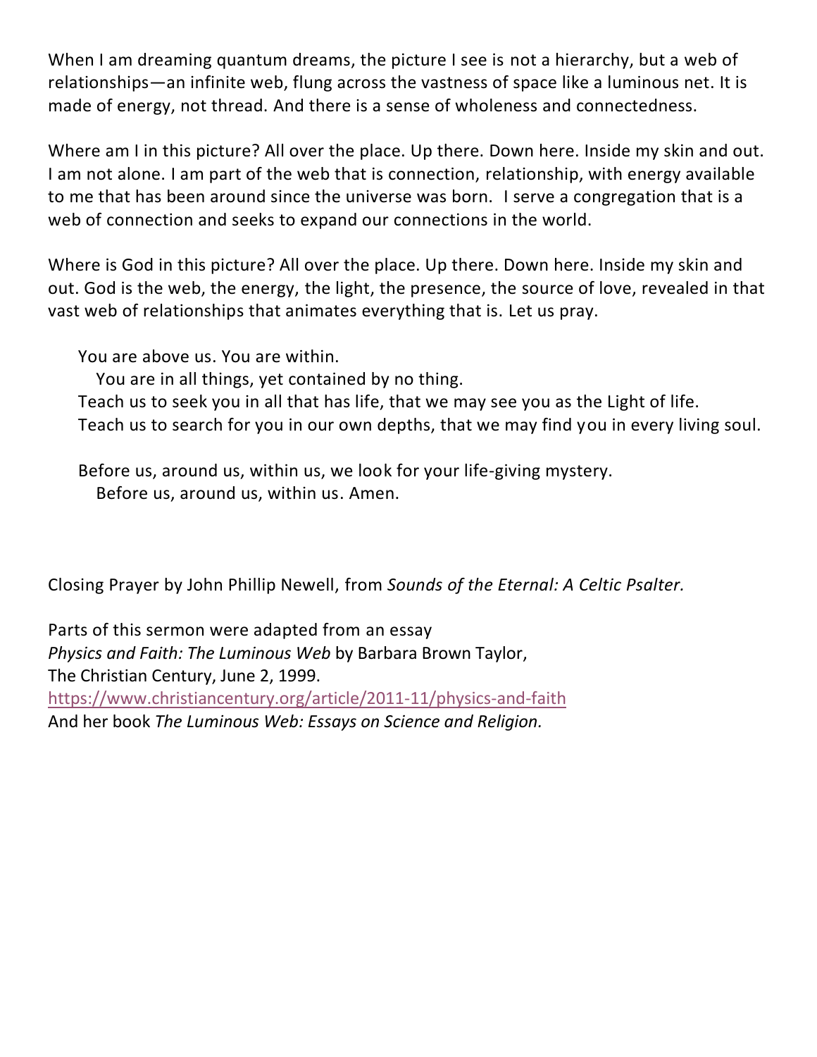When I am dreaming quantum dreams, the picture I see is not a hierarchy, but a web of relationships—an infinite web, flung across the vastness of space like a luminous net. It is made of energy, not thread. And there is a sense of wholeness and connectedness.

Where am I in this picture? All over the place. Up there. Down here. Inside my skin and out. I am not alone. I am part of the web that is connection, relationship, with energy available to me that has been around since the universe was born. I serve a congregation that is a web of connection and seeks to expand our connections in the world.

Where is God in this picture? All over the place. Up there. Down here. Inside my skin and out. God is the web, the energy, the light, the presence, the source of love, revealed in that vast web of relationships that animates everything that is. Let us pray.

> You are above us. You are within.
> You are in all things, yet contained by no thing.
> Teach us to seek you in all that has life, that we may see you as the Light of life.
> Teach us to search for you in our own depths, that we may find you in every living soul.
>
> Before us, around us, within us, we look for your life-giving mystery.
> Before us, around us, within us. Amen.

Closing Prayer by John Phillip Newell, from *Sounds of the Eternal: A Celtic Psalter.*

Parts of this sermon were adapted from an essay
*Physics and Faith: The Luminous Web* by Barbara Brown Taylor,
The Christian Century, June 2, 1999.
https://www.christiancentury.org/article/2011-11/physics-and-faith
And her book *The Luminous Web: Essays on Science and Religion.*